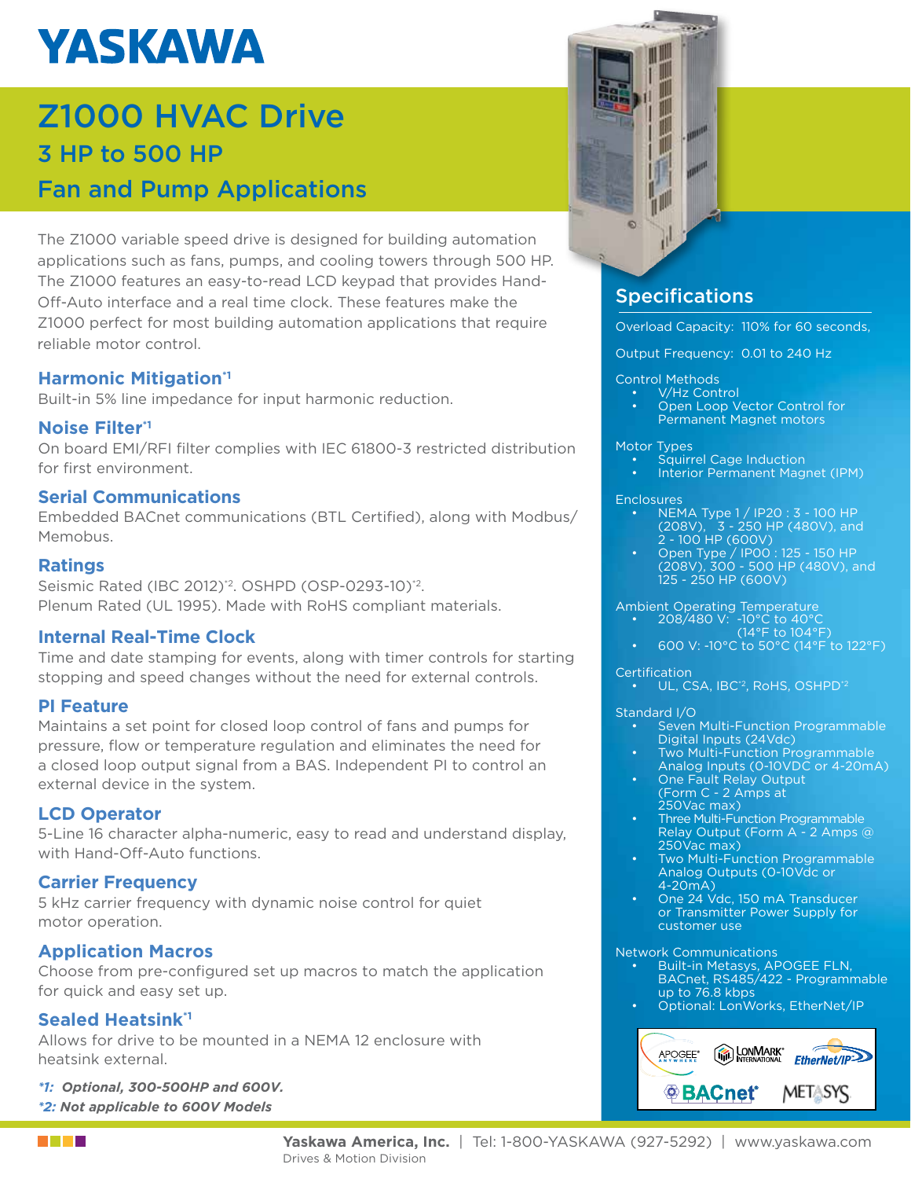# YASKAWA

# Z1000 HVAC Drive

## 3 HP to 500 HP

## Fan and Pump Applications

The Z1000 variable speed drive is designed for building automation applications such as fans, pumps, and cooling towers through 500 HP. The Z1000 features an easy-to-read LCD keypad that provides Hand-Off-Auto interface and a real time clock. These features make the Z1000 perfect for most building automation applications that require reliable motor control.

### Harmonic Mitigation*1

Built-in 5% line impedance for input harmonic reduction.

### Noise Filter*1

On board EMI/RFI filter complies with IEC 61800-3 restricted distribution for first environment.

### Serial Communications

Embedded BACnet communications (BTL Certified), along with Modbus/Memobus.

### Ratings

Seismic Rated (IBC 2012)*2. OSHPD (OSP-0293-10)*2.
Plenum Rated (UL 1995). Made with RoHS compliant materials.

### Internal Real-Time Clock

Time and date stamping for events, along with timer controls for starting stopping and speed changes without the need for external controls.

### PI Feature

Maintains a set point for closed loop control of fans and pumps for pressure, flow or temperature regulation and eliminates the need for a closed loop output signal from a BAS. Independent PI to control an external device in the system.

### LCD Operator

5-Line 16 character alpha-numeric, easy to read and understand display, with Hand-Off-Auto functions.

### Carrier Frequency

5 kHz carrier frequency with dynamic noise control for quiet motor operation.

### Application Macros

Choose from pre-configured set up macros to match the application for quick and easy set up.

### Sealed Heatsink*1

Allows for drive to be mounted in a NEMA 12 enclosure with heatsink external.

*\*1: Optional, 300-500HP and 600V.*
*\*2: Not applicable to 600V Models*

## Specifications

Overload Capacity: 110% for 60 seconds,

Output Frequency: 0.01 to 240 Hz

Control Methods
- V/Hz Control
- Open Loop Vector Control for Permanent Magnet motors

Motor Types
- Squirrel Cage Induction
- Interior Permanent Magnet (IPM)

Enclosures
- NEMA Type 1 / IP20 : 3 - 100 HP (208V), 3 - 250 HP (480V), and 2 - 100 HP (600V)
- Open Type / IP00 : 125 - 150 HP (208V), 300 - 500 HP (480V), and 125 - 250 HP (600V)

Ambient Operating Temperature
- 208/480 V: -10°C to 40°C (14°F to 104°F)
- 600 V: -10°C to 50°C (14°F to 122°F)

Certification
- UL, CSA, IBC*2, RoHS, OSHPD*2

Standard I/O
- Seven Multi-Function Programmable Digital Inputs (24Vdc)
- Two Multi-Function Programmable Analog Inputs (0-10VDC or 4-20mA)
- One Fault Relay Output (Form C - 2 Amps at 250Vac max)
- Three Multi-Function Programmable Relay Output (Form A - 2 Amps @ 250Vac max)
- Two Multi-Function Programmable Analog Outputs (0-10Vdc or 4-20mA)
- One 24 Vdc, 150 mA Transducer or Transmitter Power Supply for customer use

Network Communications
- Built-in Metasys, APOGEE FLN, BACnet, RS485/422 - Programmable up to 76.8 kbps
- Optional: LonWorks, EtherNet/IP

APOGEE · LONMARK International · EtherNet/IP · BACnet · METASYS

**Yaskawa America, Inc.** | Tel: 1-800-YASKAWA (927-5292) | www.yaskawa.com
Drives & Motion Division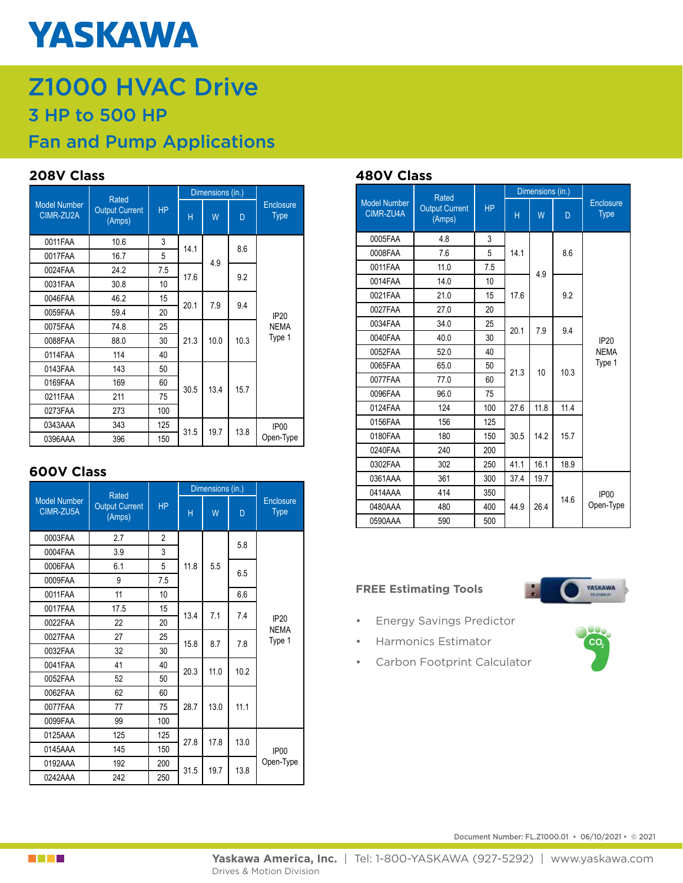# Z1000 HVAC Drive

## 3 HP to 500 HP

## Fan and Pump Applications

### 208V Class

| Model Number CIMR-ZU2A | Rated Output Current (Amps) | HP | Dimensions (in.) | | | Enclosure Type |
|---|---|---|---|---|---|---|
| | | | H | W | D | |
| 0011FAA | 10.6 | 3 | 14.1 | 4.9 | 8.6 | IP20 NEMA Type 1 |
| 0017FAA | 16.7 | 5 | 14.1 | 4.9 | 8.6 | IP20 NEMA Type 1 |
| 0024FAA | 24.2 | 7.5 | 17.6 | 4.9 | 9.2 | IP20 NEMA Type 1 |
| 0031FAA | 30.8 | 10 | 17.6 | 4.9 | 9.2 | IP20 NEMA Type 1 |
| 0046FAA | 46.2 | 15 | 20.1 | 7.9 | 9.4 | IP20 NEMA Type 1 |
| 0059FAA | 59.4 | 20 | 20.1 | 7.9 | 9.4 | IP20 NEMA Type 1 |
| 0075FAA | 74.8 | 25 | 21.3 | 10.0 | 10.3 | IP20 NEMA Type 1 |
| 0088FAA | 88.0 | 30 | 21.3 | 10.0 | 10.3 | IP20 NEMA Type 1 |
| 0114FAA | 114 | 40 | 21.3 | 10.0 | 10.3 | IP20 NEMA Type 1 |
| 0143FAA | 143 | 50 | 30.5 | 13.4 | 15.7 | IP20 NEMA Type 1 |
| 0169FAA | 169 | 60 | 30.5 | 13.4 | 15.7 | IP20 NEMA Type 1 |
| 0211FAA | 211 | 75 | 30.5 | 13.4 | 15.7 | IP20 NEMA Type 1 |
| 0273FAA | 273 | 100 | 30.5 | 13.4 | 15.7 | IP20 NEMA Type 1 |
| 0343AAA | 343 | 125 | 31.5 | 19.7 | 13.8 | IP00 Open-Type |
| 0396AAA | 396 | 150 | 31.5 | 19.7 | 13.8 | IP00 Open-Type |

### 600V Class

| Model Number CIMR-ZU5A | Rated Output Current (Amps) | HP | Dimensions (in.) | | | Enclosure Type |
|---|---|---|---|---|---|---|
| | | | H | W | D | |
| 0003FAA | 2.7 | 2 | 11.8 | 5.5 | 5.8 | IP20 NEMA Type 1 |
| 0004FAA | 3.9 | 3 | 11.8 | 5.5 | 5.8 | IP20 NEMA Type 1 |
| 0006FAA | 6.1 | 5 | 11.8 | 5.5 | 6.5 | IP20 NEMA Type 1 |
| 0009FAA | 9 | 7.5 | 11.8 | 5.5 | 6.5 | IP20 NEMA Type 1 |
| 0011FAA | 11 | 10 | 11.8 | 5.5 | 6.6 | IP20 NEMA Type 1 |
| 0017FAA | 17.5 | 15 | 13.4 | 7.1 | 7.4 | IP20 NEMA Type 1 |
| 0022FAA | 22 | 20 | 13.4 | 7.1 | 7.4 | IP20 NEMA Type 1 |
| 0027FAA | 27 | 25 | 15.8 | 8.7 | 7.8 | IP20 NEMA Type 1 |
| 0032FAA | 32 | 30 | 15.8 | 8.7 | 7.8 | IP20 NEMA Type 1 |
| 0041FAA | 41 | 40 | 20.3 | 11.0 | 10.2 | IP20 NEMA Type 1 |
| 0052FAA | 52 | 50 | 20.3 | 11.0 | 10.2 | IP20 NEMA Type 1 |
| 0062FAA | 62 | 60 | 28.7 | 13.0 | 11.1 | IP20 NEMA Type 1 |
| 0077FAA | 77 | 75 | 28.7 | 13.0 | 11.1 | IP20 NEMA Type 1 |
| 0099FAA | 99 | 100 | 28.7 | 13.0 | 11.1 | IP20 NEMA Type 1 |
| 0125AAA | 125 | 125 | 27.8 | 17.8 | 13.0 | IP00 Open-Type |
| 0145AAA | 145 | 150 | 27.8 | 17.8 | 13.0 | IP00 Open-Type |
| 0192AAA | 192 | 200 | 31.5 | 19.7 | 13.8 | IP00 Open-Type |
| 0242AAA | 242 | 250 | 31.5 | 19.7 | 13.8 | IP00 Open-Type |

### 480V Class

| Model Number CIMR-ZU4A | Rated Output Current (Amps) | HP | Dimensions (in.) | | | Enclosure Type |
|---|---|---|---|---|---|---|
| | | | H | W | D | |
| 0005FAA | 4.8 | 3 | 14.1 | 4.9 | 8.6 | IP20 NEMA Type 1 |
| 0008FAA | 7.6 | 5 | 14.1 | 4.9 | 8.6 | IP20 NEMA Type 1 |
| 0011FAA | 11.0 | 7.5 | 14.1 | 4.9 | 8.6 | IP20 NEMA Type 1 |
| 0014FAA | 14.0 | 10 | 17.6 | 4.9 | 9.2 | IP20 NEMA Type 1 |
| 0021FAA | 21.0 | 15 | 17.6 | 4.9 | 9.2 | IP20 NEMA Type 1 |
| 0027FAA | 27.0 | 20 | 17.6 | 4.9 | 9.2 | IP20 NEMA Type 1 |
| 0034FAA | 34.0 | 25 | 20.1 | 7.9 | 9.4 | IP20 NEMA Type 1 |
| 0040FAA | 40.0 | 30 | 20.1 | 7.9 | 9.4 | IP20 NEMA Type 1 |
| 0052FAA | 52.0 | 40 | 21.3 | 10 | 10.3 | IP20 NEMA Type 1 |
| 0065FAA | 65.0 | 50 | 21.3 | 10 | 10.3 | IP20 NEMA Type 1 |
| 0077FAA | 77.0 | 60 | 21.3 | 10 | 10.3 | IP20 NEMA Type 1 |
| 0096FAA | 96.0 | 75 | 21.3 | 10 | 10.3 | IP20 NEMA Type 1 |
| 0124FAA | 124 | 100 | 27.6 | 11.8 | 11.4 | IP20 NEMA Type 1 |
| 0156FAA | 156 | 125 | 30.5 | 14.2 | 15.7 | IP20 NEMA Type 1 |
| 0180FAA | 180 | 150 | 30.5 | 14.2 | 15.7 | IP20 NEMA Type 1 |
| 0240FAA | 240 | 200 | 30.5 | 14.2 | 15.7 | IP20 NEMA Type 1 |
| 0302FAA | 302 | 250 | 41.1 | 16.1 | 18.9 | IP20 NEMA Type 1 |
| 0361AAA | 361 | 300 | 37.4 | 19.7 | 14.6 | IP00 Open-Type |
| 0414AAA | 414 | 350 | 44.9 | 26.4 | 14.6 | IP00 Open-Type |
| 0480AAA | 480 | 400 | 44.9 | 26.4 | 14.6 | IP00 Open-Type |
| 0590AAA | 590 | 500 | 44.9 | 26.4 | 14.6 | IP00 Open-Type |

### FREE Estimating Tools

- Energy Savings Predictor
- Harmonics Estimator
- Carbon Footprint Calculator

Document Number: FL.Z1000.01 • 06/10/2021 • © 2021

**Yaskawa America, Inc.** | Tel: 1-800-YASKAWA (927-5292) | www.yaskawa.com
Drives & Motion Division